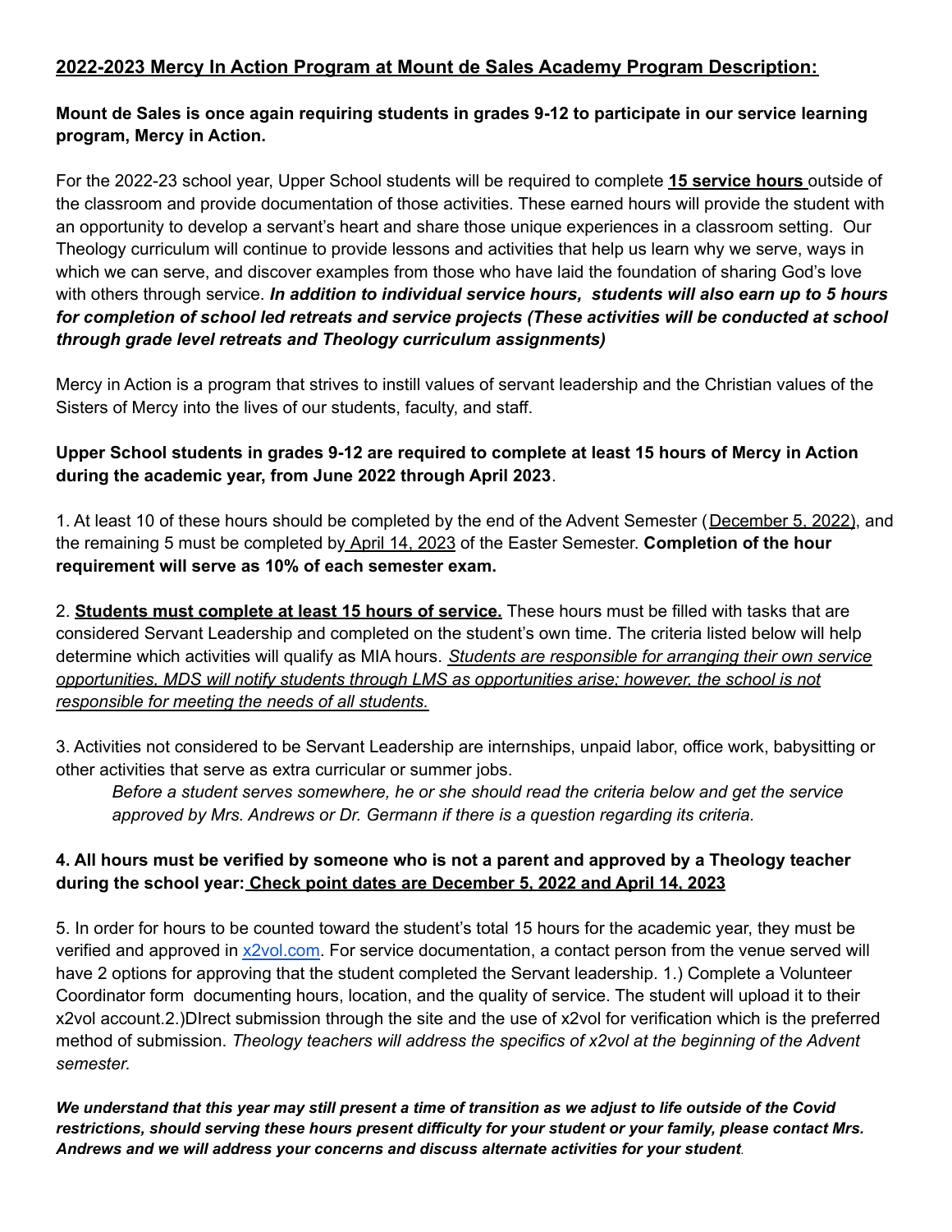## 2022-2023 Mercy In Action Program at Mount de Sales Academy Program Description:

**Mount de Sales is once again requiring students in grades 9-12 to participate in our service learning program, Mercy in Action.**

For the 2022-23 school year, Upper School students will be required to complete **15 service hours** outside of the classroom and provide documentation of those activities. These earned hours will provide the student with an opportunity to develop a servant's heart and share those unique experiences in a classroom setting. Our Theology curriculum will continue to provide lessons and activities that help us learn why we serve, ways in which we can serve, and discover examples from those who have laid the foundation of sharing God's love with others through service. ***In addition to individual service hours, students will also earn up to 5 hours for completion of school led retreats and service projects (These activities will be conducted at school through grade level retreats and Theology curriculum assignments)***

Mercy in Action is a program that strives to instill values of servant leadership and the Christian values of the Sisters of Mercy into the lives of our students, faculty, and staff.

**Upper School students in grades 9-12 are required to complete at least 15 hours of Mercy in Action during the academic year, from June 2022 through April 2023**.

1. At least 10 of these hours should be completed by the end of the Advent Semester (December 5, 2022), and the remaining 5 must be completed by April 14, 2023 of the Easter Semester. **Completion of the hour requirement will serve as 10% of each semester exam.**

2. **Students must complete at least 15 hours of service.** These hours must be filled with tasks that are considered Servant Leadership and completed on the student's own time. The criteria listed below will help determine which activities will qualify as MIA hours. *Students are responsible for arranging their own service opportunities. MDS will notify students through LMS as opportunities arise; however, the school is not responsible for meeting the needs of all students.*

3. Activities not considered to be Servant Leadership are internships, unpaid labor, office work, babysitting or other activities that serve as extra curricular or summer jobs.

   *Before a student serves somewhere, he or she should read the criteria below and get the service approved by Mrs. Andrews or Dr. Germann if there is a question regarding its criteria.*

**4. All hours must be verified by someone who is not a parent and approved by a Theology teacher during the school year: Check point dates are December 5, 2022 and April 14, 2023**

5. In order for hours to be counted toward the student's total 15 hours for the academic year, they must be verified and approved in [x2vol.com](x2vol.com). For service documentation, a contact person from the venue served will have 2 options for approving that the student completed the Servant leadership. 1.) Complete a Volunteer Coordinator form documenting hours, location, and the quality of service. The student will upload it to their x2vol account.2.)DIrect submission through the site and the use of x2vol for verification which is the preferred method of submission. *Theology teachers will address the specifics of x2vol at the beginning of the Advent semester.*

***We understand that this year may still present a time of transition as we adjust to life outside of the Covid restrictions, should serving these hours present difficulty for your student or your family, please contact Mrs. Andrews and we will address your concerns and discuss alternate activities for your student***.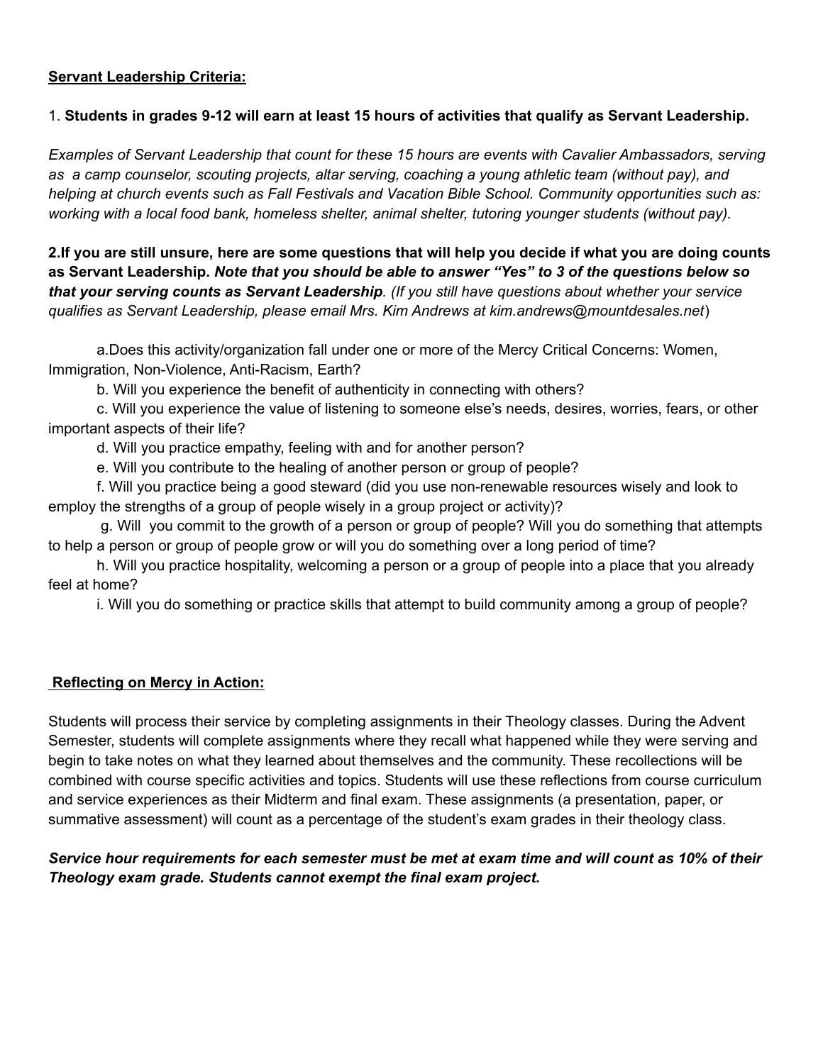**<u>Servant Leadership Criteria:</u>**

1. **Students in grades 9-12 will earn at least 15 hours of activities that qualify as Servant Leadership.**

*Examples of Servant Leadership that count for these 15 hours are events with Cavalier Ambassadors, serving as a camp counselor, scouting projects, altar serving, coaching a young athletic team (without pay), and helping at church events such as Fall Festivals and Vacation Bible School. Community opportunities such as: working with a local food bank, homeless shelter, animal shelter, tutoring younger students (without pay).*

**2.If you are still unsure, here are some questions that will help you decide if what you are doing counts as Servant Leadership. *Note that you should be able to answer "Yes" to 3 of the questions below so that your serving counts as Servant Leadership*.** *(If you still have questions about whether your service qualifies as Servant Leadership, please email Mrs. Kim Andrews at kim.andrews@mountdesales.net*)

a.Does this activity/organization fall under one or more of the Mercy Critical Concerns: Women, Immigration, Non-Violence, Anti-Racism, Earth?

b. Will you experience the benefit of authenticity in connecting with others?

c. Will you experience the value of listening to someone else's needs, desires, worries, fears, or other important aspects of their life?

d. Will you practice empathy, feeling with and for another person?

e. Will you contribute to the healing of another person or group of people?

f. Will you practice being a good steward (did you use non-renewable resources wisely and look to employ the strengths of a group of people wisely in a group project or activity)?

g. Will you commit to the growth of a person or group of people? Will you do something that attempts to help a person or group of people grow or will you do something over a long period of time?

h. Will you practice hospitality, welcoming a person or a group of people into a place that you already feel at home?

i. Will you do something or practice skills that attempt to build community among a group of people?

**<u>Reflecting on Mercy in Action:</u>**

Students will process their service by completing assignments in their Theology classes. During the Advent Semester, students will complete assignments where they recall what happened while they were serving and begin to take notes on what they learned about themselves and the community. These recollections will be combined with course specific activities and topics. Students will use these reflections from course curriculum and service experiences as their Midterm and final exam. These assignments (a presentation, paper, or summative assessment) will count as a percentage of the student's exam grades in their theology class.

***Service hour requirements for each semester must be met at exam time and will count as 10% of their Theology exam grade. Students cannot exempt the final exam project.***